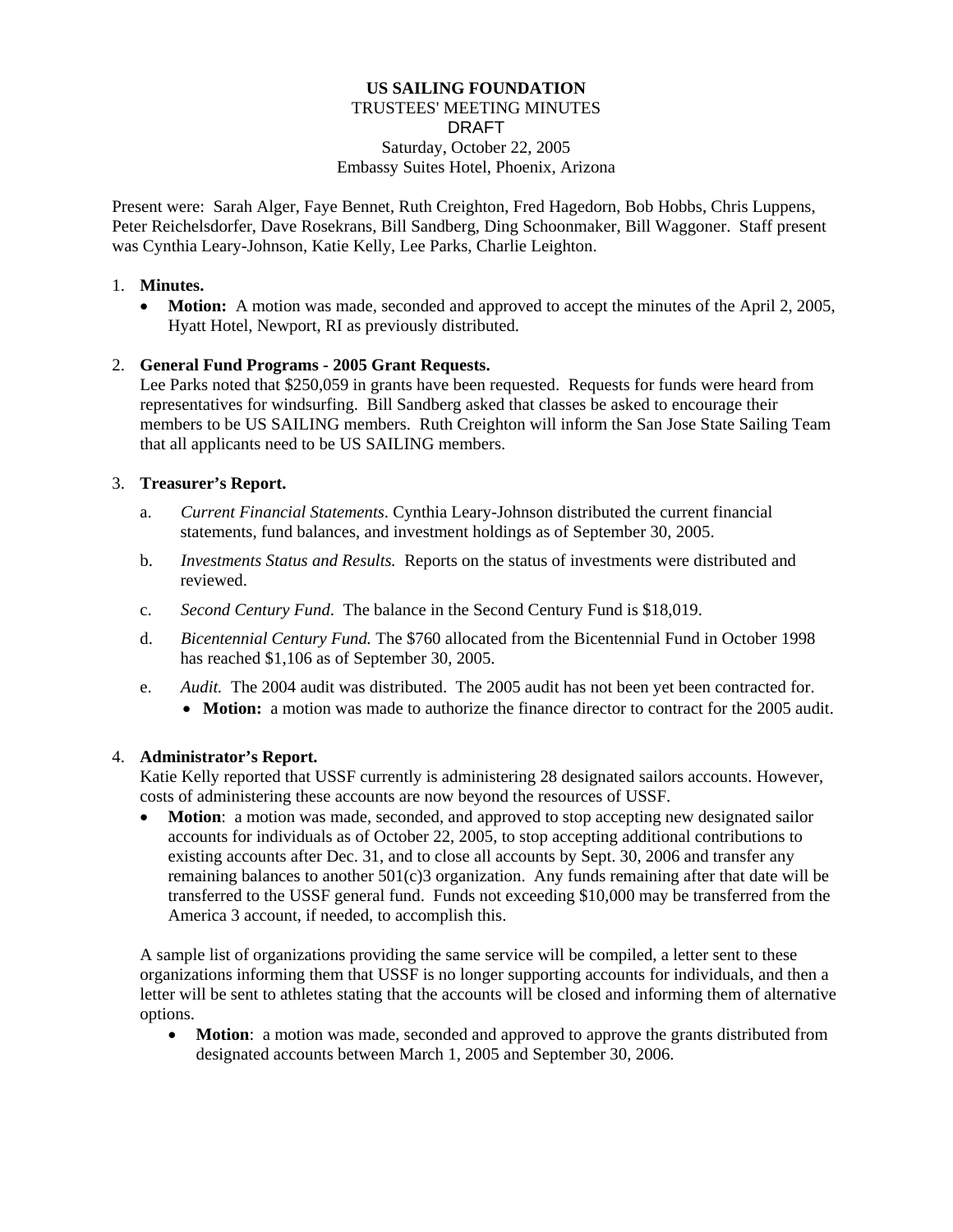**US SAILING FOUNDATION**
TRUSTEES' MEETING MINUTES
DRAFT
Saturday, October 22, 2005
Embassy Suites Hotel, Phoenix, Arizona

Present were: Sarah Alger, Faye Bennet, Ruth Creighton, Fred Hagedorn, Bob Hobbs, Chris Luppens, Peter Reichelsdorfer, Dave Rosekrans, Bill Sandberg, Ding Schoonmaker, Bill Waggoner. Staff present was Cynthia Leary-Johnson, Katie Kelly, Lee Parks, Charlie Leighton.

1. **Minutes.**
   - **Motion:** A motion was made, seconded and approved to accept the minutes of the April 2, 2005, Hyatt Hotel, Newport, RI as previously distributed.

2. **General Fund Programs - 2005 Grant Requests.**
   Lee Parks noted that $250,059 in grants have been requested. Requests for funds were heard from representatives for windsurfing. Bill Sandberg asked that classes be asked to encourage their members to be US SAILING members. Ruth Creighton will inform the San Jose State Sailing Team that all applicants need to be US SAILING members.

3. **Treasurer's Report.**
   a. *Current Financial Statements*. Cynthia Leary-Johnson distributed the current financial statements, fund balances, and investment holdings as of September 30, 2005.

   b. *Investments Status and Results.* Reports on the status of investments were distributed and reviewed.

   c. *Second Century Fund*. The balance in the Second Century Fund is $18,019.

   d. *Bicentennial Century Fund.* The $760 allocated from the Bicentennial Fund in October 1998 has reached $1,106 as of September 30, 2005.

   e. *Audit.* The 2004 audit was distributed. The 2005 audit has not been yet been contracted for.
      - **Motion:** a motion was made to authorize the finance director to contract for the 2005 audit.

4. **Administrator's Report.**
   Katie Kelly reported that USSF currently is administering 28 designated sailors accounts. However, costs of administering these accounts are now beyond the resources of USSF.
   - **Motion**: a motion was made, seconded, and approved to stop accepting new designated sailor accounts for individuals as of October 22, 2005, to stop accepting additional contributions to existing accounts after Dec. 31, and to close all accounts by Sept. 30, 2006 and transfer any remaining balances to another 501(c)3 organization. Any funds remaining after that date will be transferred to the USSF general fund. Funds not exceeding $10,000 may be transferred from the America 3 account, if needed, to accomplish this.

   A sample list of organizations providing the same service will be compiled, a letter sent to these organizations informing them that USSF is no longer supporting accounts for individuals, and then a letter will be sent to athletes stating that the accounts will be closed and informing them of alternative options.
   - **Motion**: a motion was made, seconded and approved to approve the grants distributed from designated accounts between March 1, 2005 and September 30, 2006.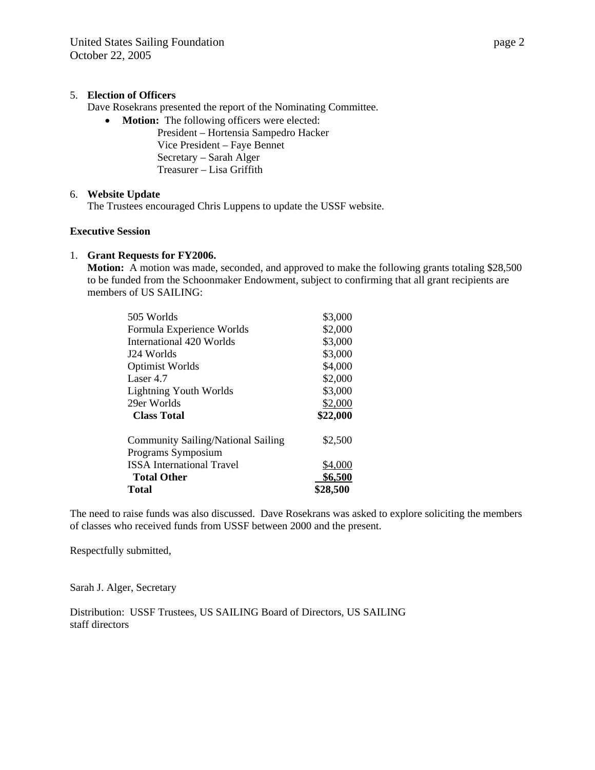5. **Election of Officers**

   Dave Rosekrans presented the report of the Nominating Committee.

   - **Motion:** The following officers were elected:

     President – Hortensia Sampedro Hacker
     Vice President – Faye Bennet
     Secretary – Sarah Alger
     Treasurer – Lisa Griffith

6. **Website Update**

   The Trustees encouraged Chris Luppens to update the USSF website.

**Executive Session**

1. **Grant Requests for FY2006.**

   **Motion:** A motion was made, seconded, and approved to make the following grants totaling $28,500 to be funded from the Schoonmaker Endowment, subject to confirming that all grant recipients are members of US SAILING:

| | |
|---|---|
| 505 Worlds | $3,000 |
| Formula Experience Worlds | $2,000 |
| International 420 Worlds | $3,000 |
| J24 Worlds | $3,000 |
| Optimist Worlds | $4,000 |
| Laser 4.7 | $2,000 |
| Lightning Youth Worlds | $3,000 |
| 29er Worlds | $2,000 |
| **Class Total** | **$22,000** |
| | |
| Community Sailing/National Sailing Programs Symposium | $2,500 |
| ISSA International Travel | $4,000 |
| **Total Other** | **$6,500** |
| **Total** | **$28,500** |

The need to raise funds was also discussed. Dave Rosekrans was asked to explore soliciting the members of classes who received funds from USSF between 2000 and the present.

Respectfully submitted,

Sarah J. Alger, Secretary

Distribution: USSF Trustees, US SAILING Board of Directors, US SAILING staff directors